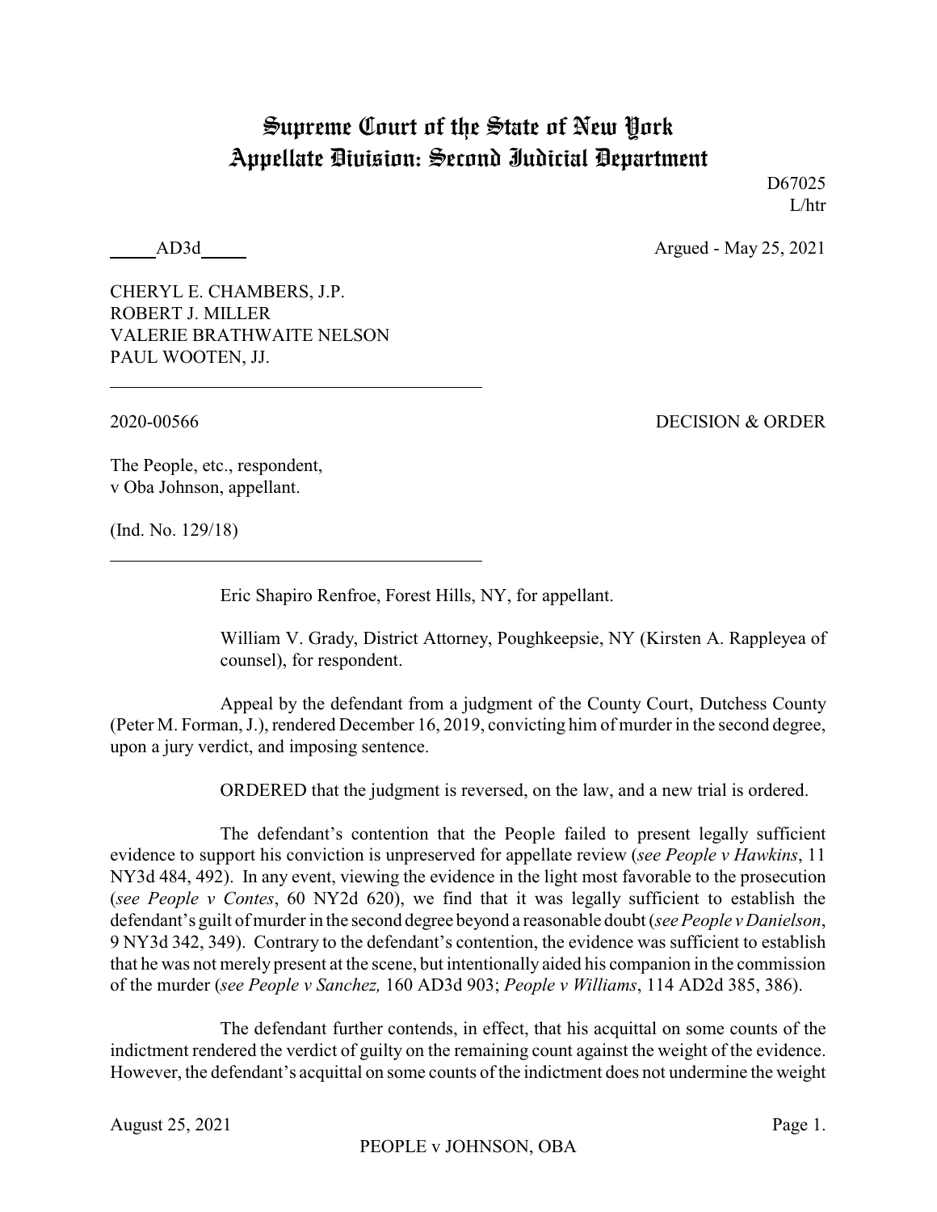# Supreme Court of the State of New York
# Appellate Division: Second Judicial Department

D67025
L/htr

_____AD3d_____ Argued - May 25, 2021

CHERYL E. CHAMBERS, J.P.
ROBERT J. MILLER
VALERIE BRATHWAITE NELSON
PAUL WOOTEN, JJ.

---

2020-00566 DECISION & ORDER

The People, etc., respondent,
v Oba Johnson, appellant.

(Ind. No. 129/18)

---

Eric Shapiro Renfroe, Forest Hills, NY, for appellant.

William V. Grady, District Attorney, Poughkeepsie, NY (Kirsten A. Rappleyea of counsel), for respondent.

Appeal by the defendant from a judgment of the County Court, Dutchess County (Peter M. Forman, J.), rendered December 16, 2019, convicting him of murder in the second degree, upon a jury verdict, and imposing sentence.

ORDERED that the judgment is reversed, on the law, and a new trial is ordered.

The defendant's contention that the People failed to present legally sufficient evidence to support his conviction is unpreserved for appellate review (*see People v Hawkins*, 11 NY3d 484, 492). In any event, viewing the evidence in the light most favorable to the prosecution (*see People v Contes*, 60 NY2d 620), we find that it was legally sufficient to establish the defendant's guilt of murder in the second degree beyond a reasonable doubt (*see People v Danielson*, 9 NY3d 342, 349). Contrary to the defendant's contention, the evidence was sufficient to establish that he was not merely present at the scene, but intentionally aided his companion in the commission of the murder (*see People v Sanchez,* 160 AD3d 903; *People v Williams*, 114 AD2d 385, 386).

The defendant further contends, in effect, that his acquittal on some counts of the indictment rendered the verdict of guilty on the remaining count against the weight of the evidence. However, the defendant's acquittal on some counts of the indictment does not undermine the weight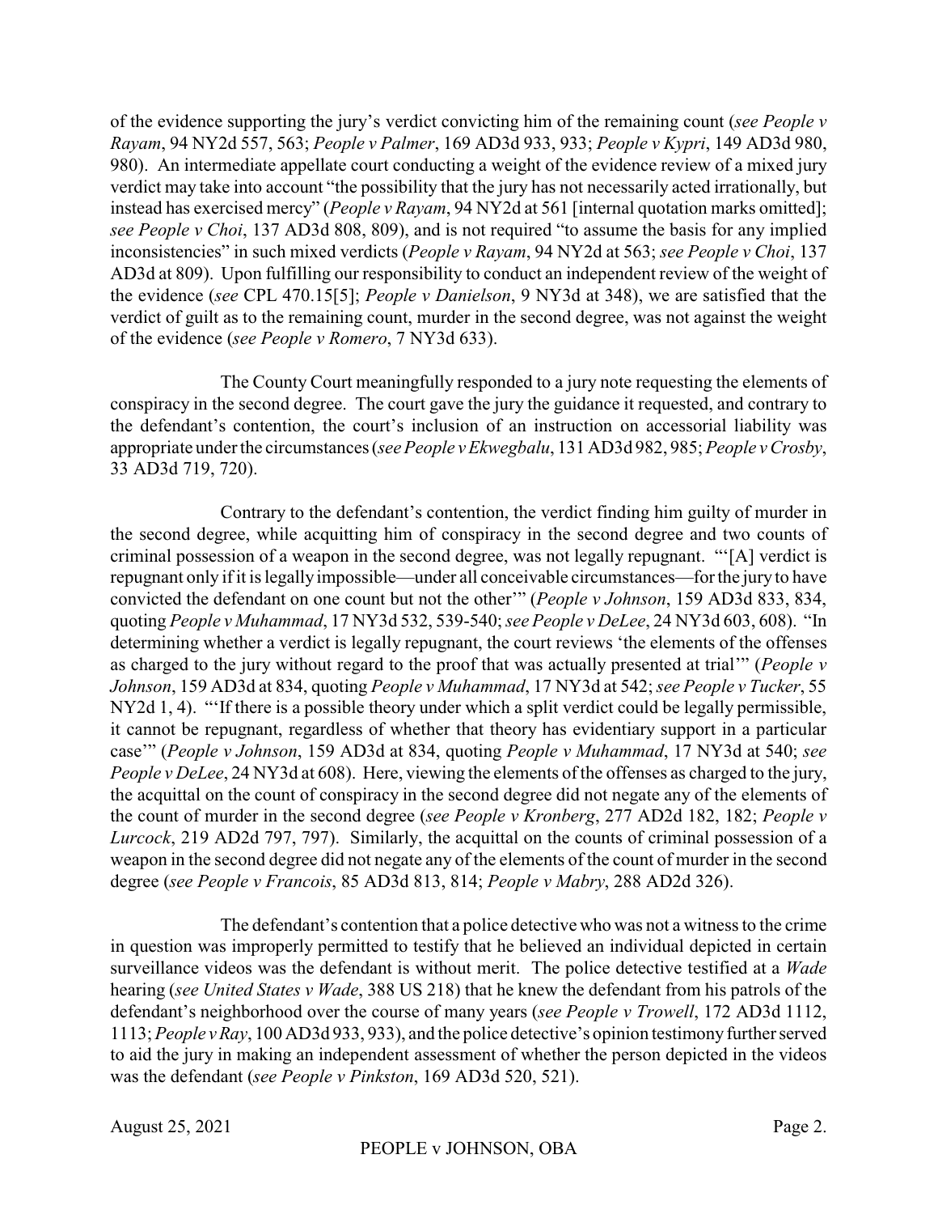of the evidence supporting the jury's verdict convicting him of the remaining count (*see People v Rayam*, 94 NY2d 557, 563; *People v Palmer*, 169 AD3d 933, 933; *People v Kypri*, 149 AD3d 980, 980). An intermediate appellate court conducting a weight of the evidence review of a mixed jury verdict may take into account "the possibility that the jury has not necessarily acted irrationally, but instead has exercised mercy" (*People v Rayam*, 94 NY2d at 561 [internal quotation marks omitted]; *see People v Choi*, 137 AD3d 808, 809), and is not required "to assume the basis for any implied inconsistencies" in such mixed verdicts (*People v Rayam*, 94 NY2d at 563; *see People v Choi*, 137 AD3d at 809). Upon fulfilling our responsibility to conduct an independent review of the weight of the evidence (*see* CPL 470.15[5]; *People v Danielson*, 9 NY3d at 348), we are satisfied that the verdict of guilt as to the remaining count, murder in the second degree, was not against the weight of the evidence (*see People v Romero*, 7 NY3d 633).

The County Court meaningfully responded to a jury note requesting the elements of conspiracy in the second degree. The court gave the jury the guidance it requested, and contrary to the defendant's contention, the court's inclusion of an instruction on accessorial liability was appropriate under the circumstances (*see People v Ekwegbalu*, 131 AD3d 982, 985; *People v Crosby*, 33 AD3d 719, 720).

Contrary to the defendant's contention, the verdict finding him guilty of murder in the second degree, while acquitting him of conspiracy in the second degree and two counts of criminal possession of a weapon in the second degree, was not legally repugnant. "'[A] verdict is repugnant only if it is legally impossible—under all conceivable circumstances—for the jury to have convicted the defendant on one count but not the other'" (*People v Johnson*, 159 AD3d 833, 834, quoting *People v Muhammad*, 17 NY3d 532, 539-540; *see People v DeLee*, 24 NY3d 603, 608). "In determining whether a verdict is legally repugnant, the court reviews 'the elements of the offenses as charged to the jury without regard to the proof that was actually presented at trial'" (*People v Johnson*, 159 AD3d at 834, quoting *People v Muhammad*, 17 NY3d at 542; *see People v Tucker*, 55 NY2d 1, 4). "'If there is a possible theory under which a split verdict could be legally permissible, it cannot be repugnant, regardless of whether that theory has evidentiary support in a particular case'" (*People v Johnson*, 159 AD3d at 834, quoting *People v Muhammad*, 17 NY3d at 540; *see People v DeLee*, 24 NY3d at 608). Here, viewing the elements of the offenses as charged to the jury, the acquittal on the count of conspiracy in the second degree did not negate any of the elements of the count of murder in the second degree (*see People v Kronberg*, 277 AD2d 182, 182; *People v Lurcock*, 219 AD2d 797, 797). Similarly, the acquittal on the counts of criminal possession of a weapon in the second degree did not negate any of the elements of the count of murder in the second degree (*see People v Francois*, 85 AD3d 813, 814; *People v Mabry*, 288 AD2d 326).

The defendant's contention that a police detective who was not a witness to the crime in question was improperly permitted to testify that he believed an individual depicted in certain surveillance videos was the defendant is without merit. The police detective testified at a *Wade* hearing (*see United States v Wade*, 388 US 218) that he knew the defendant from his patrols of the defendant's neighborhood over the course of many years (*see People v Trowell*, 172 AD3d 1112, 1113; *People v Ray*, 100 AD3d 933, 933), and the police detective's opinion testimony further served to aid the jury in making an independent assessment of whether the person depicted in the videos was the defendant (*see People v Pinkston*, 169 AD3d 520, 521).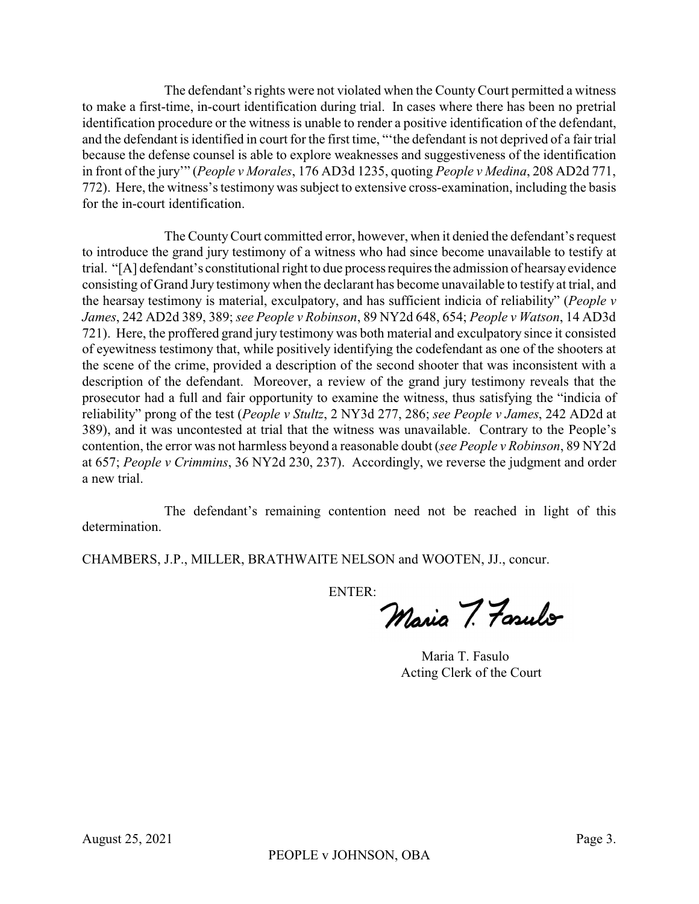The defendant's rights were not violated when the County Court permitted a witness to make a first-time, in-court identification during trial. In cases where there has been no pretrial identification procedure or the witness is unable to render a positive identification of the defendant, and the defendant is identified in court for the first time, "'the defendant is not deprived of a fair trial because the defense counsel is able to explore weaknesses and suggestiveness of the identification in front of the jury'" (*People v Morales*, 176 AD3d 1235, quoting *People v Medina*, 208 AD2d 771, 772). Here, the witness's testimony was subject to extensive cross-examination, including the basis for the in-court identification.

The County Court committed error, however, when it denied the defendant's request to introduce the grand jury testimony of a witness who had since become unavailable to testify at trial. "[A] defendant's constitutional right to due process requires the admission of hearsay evidence consisting of Grand Jury testimony when the declarant has become unavailable to testify at trial, and the hearsay testimony is material, exculpatory, and has sufficient indicia of reliability" (*People v James*, 242 AD2d 389, 389; *see People v Robinson*, 89 NY2d 648, 654; *People v Watson*, 14 AD3d 721). Here, the proffered grand jury testimony was both material and exculpatory since it consisted of eyewitness testimony that, while positively identifying the codefendant as one of the shooters at the scene of the crime, provided a description of the second shooter that was inconsistent with a description of the defendant. Moreover, a review of the grand jury testimony reveals that the prosecutor had a full and fair opportunity to examine the witness, thus satisfying the "indicia of reliability" prong of the test (*People v Stultz*, 2 NY3d 277, 286; *see People v James*, 242 AD2d at 389), and it was uncontested at trial that the witness was unavailable. Contrary to the People's contention, the error was not harmless beyond a reasonable doubt (*see People v Robinson*, 89 NY2d at 657; *People v Crimmins*, 36 NY2d 230, 237). Accordingly, we reverse the judgment and order a new trial.

The defendant's remaining contention need not be reached in light of this determination.

CHAMBERS, J.P., MILLER, BRATHWAITE NELSON and WOOTEN, JJ., concur.

ENTER:

Maria T. Fasulo
Acting Clerk of the Court

August 25, 2021

PEOPLE v JOHNSON, OBA